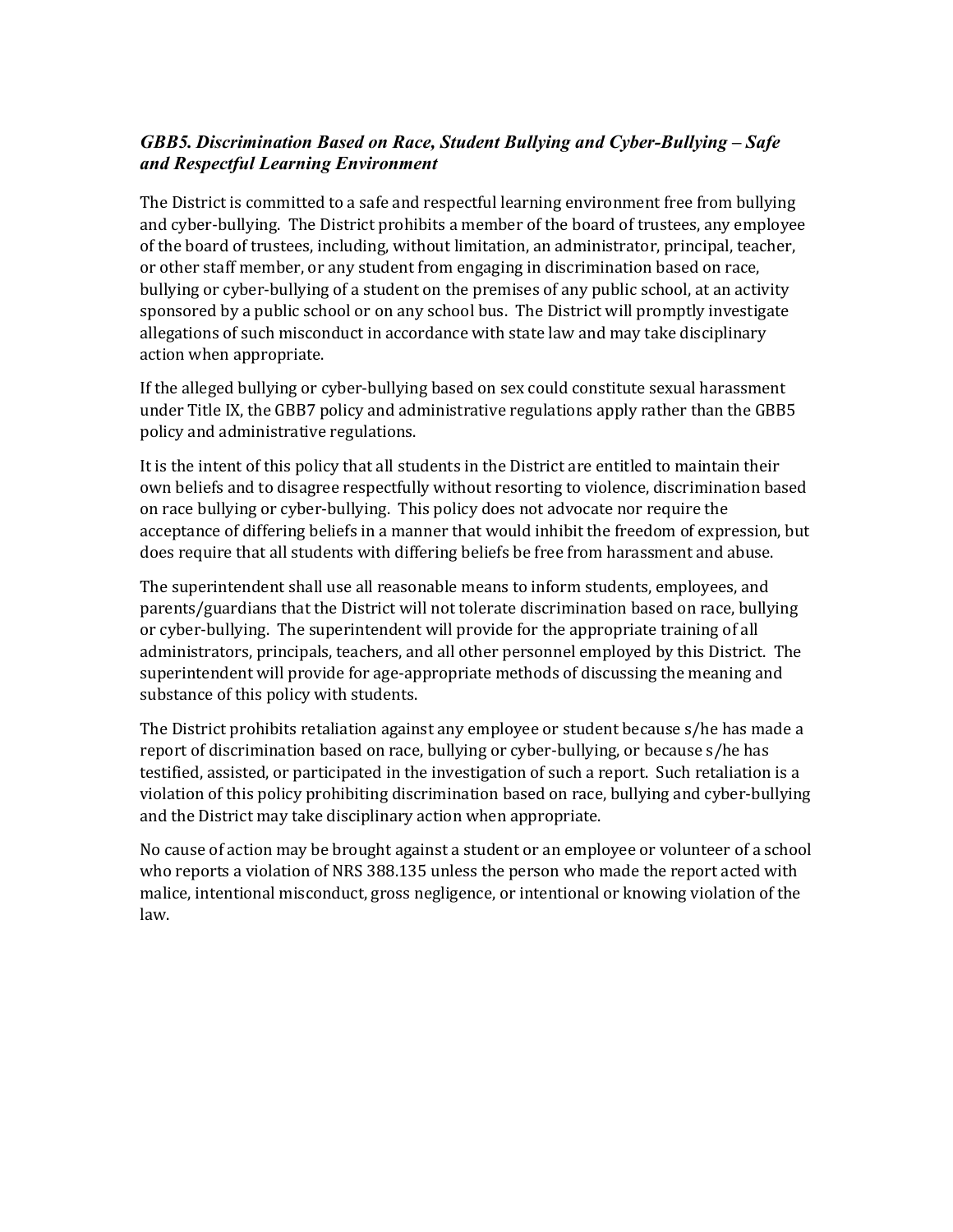### *GBB5. Discrimination Based on Race, Student Bullying and Cyber-Bullying – Safe and Respectful Learning Environment*

The District is committed to a safe and respectful learning environment free from bullying and cyber-bullying. The District prohibits a member of the board of trustees, any employee of the board of trustees, including, without limitation, an administrator, principal, teacher, or other staff member, or any student from engaging in discrimination based on race, bullying or cyber-bullying of a student on the premises of any public school, at an activity sponsored by a public school or on any school bus. The District will promptly investigate allegations of such misconduct in accordance with state law and may take disciplinary action when appropriate.

If the alleged bullying or cyber-bullying based on sex could constitute sexual harassment under Title IX, the GBB7 policy and administrative regulations apply rather than the GBB5 policy and administrative regulations.

It is the intent of this policy that all students in the District are entitled to maintain their own beliefs and to disagree respectfully without resorting to violence, discrimination based on race bullying or cyber-bullying. This policy does not advocate nor require the acceptance of differing beliefs in a manner that would inhibit the freedom of expression, but does require that all students with differing beliefs be free from harassment and abuse.

The superintendent shall use all reasonable means to inform students, employees, and parents/guardians that the District will not tolerate discrimination based on race, bullying or cyber-bullying. The superintendent will provide for the appropriate training of all administrators, principals, teachers, and all other personnel employed by this District. The superintendent will provide for age-appropriate methods of discussing the meaning and substance of this policy with students.

The District prohibits retaliation against any employee or student because s/he has made a report of discrimination based on race, bullying or cyber-bullying, or because s/he has testified, assisted, or participated in the investigation of such a report. Such retaliation is a violation of this policy prohibiting discrimination based on race, bullying and cyber-bullying and the District may take disciplinary action when appropriate.

No cause of action may be brought against a student or an employee or volunteer of a school who reports a violation of NRS 388.135 unless the person who made the report acted with malice, intentional misconduct, gross negligence, or intentional or knowing violation of the law.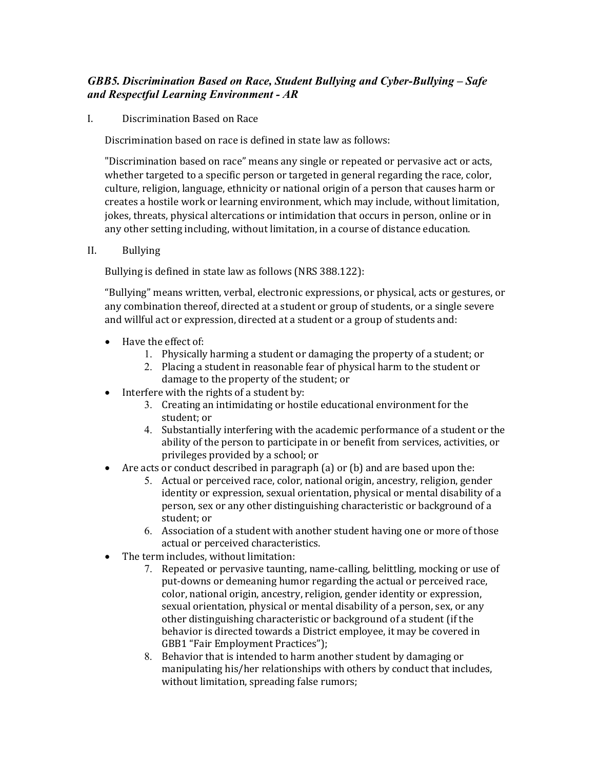### *GBB5. Discrimination Based on Race, Student Bullying and Cyber-Bullying – Safe and Respectful Learning Environment - AR*

I. Discrimination Based on Race

Discrimination based on race is defined in state law as follows:

"Discrimination based on race" means any single or repeated or pervasive act or acts, whether targeted to a specific person or targeted in general regarding the race, color, culture, religion, language, ethnicity or national origin of a person that causes harm or creates a hostile work or learning environment, which may include, without limitation, jokes, threats, physical altercations or intimidation that occurs in person, online or in any other setting including, without limitation, in a course of distance education.

II. Bullying

Bullying is defined in state law as follows (NRS 388.122):

"Bullying" means written, verbal, electronic expressions, or physical, acts or gestures, or any combination thereof, directed at a student or group of students, or a single severe and willful act or expression, directed at a student or a group of students and:

- Have the effect of:
  1. Physically harming a student or damaging the property of a student; or
  2. Placing a student in reasonable fear of physical harm to the student or damage to the property of the student; or
- Interfere with the rights of a student by:
  3. Creating an intimidating or hostile educational environment for the student; or
  4. Substantially interfering with the academic performance of a student or the ability of the person to participate in or benefit from services, activities, or privileges provided by a school; or
- Are acts or conduct described in paragraph (a) or (b) and are based upon the:
  5. Actual or perceived race, color, national origin, ancestry, religion, gender identity or expression, sexual orientation, physical or mental disability of a person, sex or any other distinguishing characteristic or background of a student; or
  6. Association of a student with another student having one or more of those actual or perceived characteristics.
- The term includes, without limitation:
  7. Repeated or pervasive taunting, name-calling, belittling, mocking or use of put-downs or demeaning humor regarding the actual or perceived race, color, national origin, ancestry, religion, gender identity or expression, sexual orientation, physical or mental disability of a person, sex, or any other distinguishing characteristic or background of a student (if the behavior is directed towards a District employee, it may be covered in GBB1 "Fair Employment Practices");
  8. Behavior that is intended to harm another student by damaging or manipulating his/her relationships with others by conduct that includes, without limitation, spreading false rumors;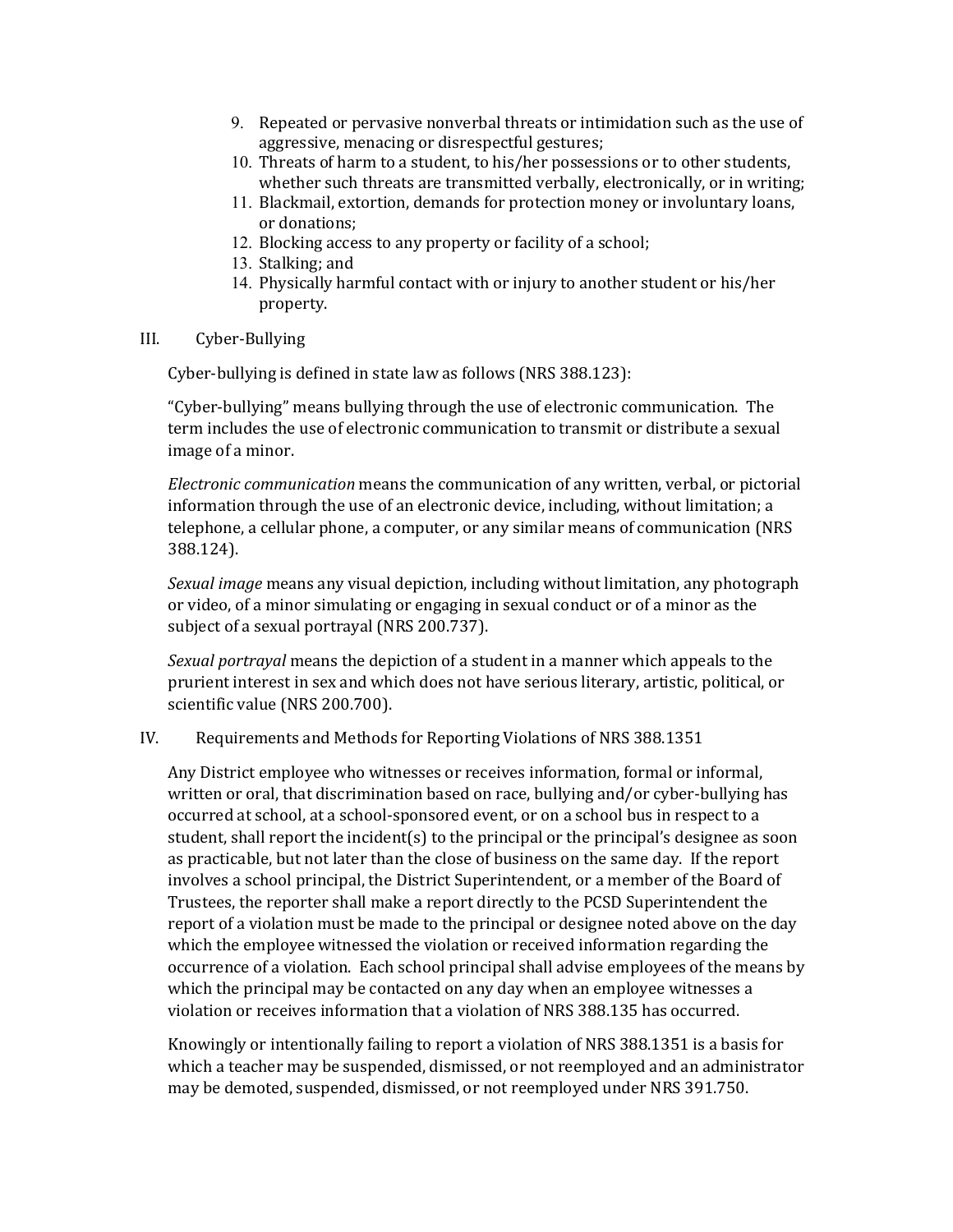9. Repeated or pervasive nonverbal threats or intimidation such as the use of aggressive, menacing or disrespectful gestures;
10. Threats of harm to a student, to his/her possessions or to other students, whether such threats are transmitted verbally, electronically, or in writing;
11. Blackmail, extortion, demands for protection money or involuntary loans, or donations;
12. Blocking access to any property or facility of a school;
13. Stalking; and
14. Physically harmful contact with or injury to another student or his/her property.

## III. Cyber-Bullying

Cyber-bullying is defined in state law as follows (NRS 388.123):

"Cyber-bullying" means bullying through the use of electronic communication. The term includes the use of electronic communication to transmit or distribute a sexual image of a minor.

*Electronic communication* means the communication of any written, verbal, or pictorial information through the use of an electronic device, including, without limitation; a telephone, a cellular phone, a computer, or any similar means of communication (NRS 388.124).

*Sexual image* means any visual depiction, including without limitation, any photograph or video, of a minor simulating or engaging in sexual conduct or of a minor as the subject of a sexual portrayal (NRS 200.737).

*Sexual portrayal* means the depiction of a student in a manner which appeals to the prurient interest in sex and which does not have serious literary, artistic, political, or scientific value (NRS 200.700).

## IV. Requirements and Methods for Reporting Violations of NRS 388.1351

Any District employee who witnesses or receives information, formal or informal, written or oral, that discrimination based on race, bullying and/or cyber-bullying has occurred at school, at a school-sponsored event, or on a school bus in respect to a student, shall report the incident(s) to the principal or the principal's designee as soon as practicable, but not later than the close of business on the same day. If the report involves a school principal, the District Superintendent, or a member of the Board of Trustees, the reporter shall make a report directly to the PCSD Superintendent the report of a violation must be made to the principal or designee noted above on the day which the employee witnessed the violation or received information regarding the occurrence of a violation. Each school principal shall advise employees of the means by which the principal may be contacted on any day when an employee witnesses a violation or receives information that a violation of NRS 388.135 has occurred.

Knowingly or intentionally failing to report a violation of NRS 388.1351 is a basis for which a teacher may be suspended, dismissed, or not reemployed and an administrator may be demoted, suspended, dismissed, or not reemployed under NRS 391.750.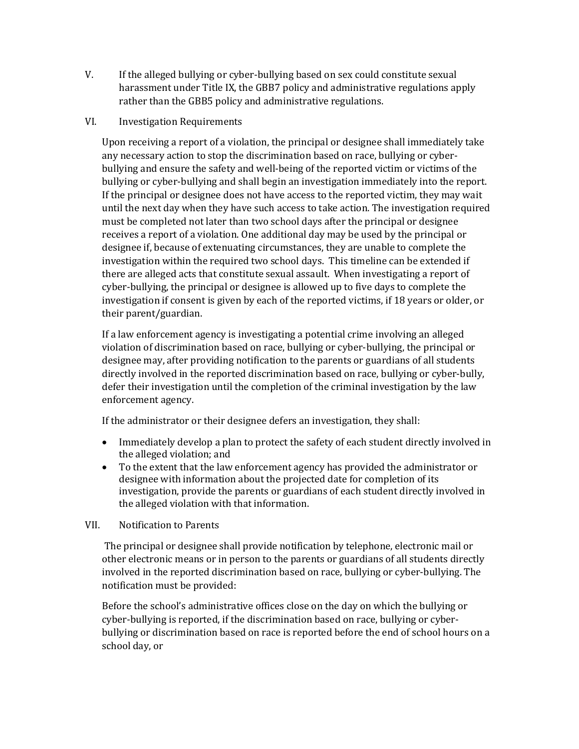V. If the alleged bullying or cyber-bullying based on sex could constitute sexual harassment under Title IX, the GBB7 policy and administrative regulations apply rather than the GBB5 policy and administrative regulations.

VI. Investigation Requirements

Upon receiving a report of a violation, the principal or designee shall immediately take any necessary action to stop the discrimination based on race, bullying or cyber-bullying and ensure the safety and well-being of the reported victim or victims of the bullying or cyber-bullying and shall begin an investigation immediately into the report. If the principal or designee does not have access to the reported victim, they may wait until the next day when they have such access to take action. The investigation required must be completed not later than two school days after the principal or designee receives a report of a violation. One additional day may be used by the principal or designee if, because of extenuating circumstances, they are unable to complete the investigation within the required two school days. This timeline can be extended if there are alleged acts that constitute sexual assault. When investigating a report of cyber-bullying, the principal or designee is allowed up to five days to complete the investigation if consent is given by each of the reported victims, if 18 years or older, or their parent/guardian.

If a law enforcement agency is investigating a potential crime involving an alleged violation of discrimination based on race, bullying or cyber-bullying, the principal or designee may, after providing notification to the parents or guardians of all students directly involved in the reported discrimination based on race, bullying or cyber-bully, defer their investigation until the completion of the criminal investigation by the law enforcement agency.

If the administrator or their designee defers an investigation, they shall:

- Immediately develop a plan to protect the safety of each student directly involved in the alleged violation; and
- To the extent that the law enforcement agency has provided the administrator or designee with information about the projected date for completion of its investigation, provide the parents or guardians of each student directly involved in the alleged violation with that information.

VII. Notification to Parents

The principal or designee shall provide notification by telephone, electronic mail or other electronic means or in person to the parents or guardians of all students directly involved in the reported discrimination based on race, bullying or cyber-bullying. The notification must be provided:

Before the school's administrative offices close on the day on which the bullying or cyber-bullying is reported, if the discrimination based on race, bullying or cyber-bullying or discrimination based on race is reported before the end of school hours on a school day, or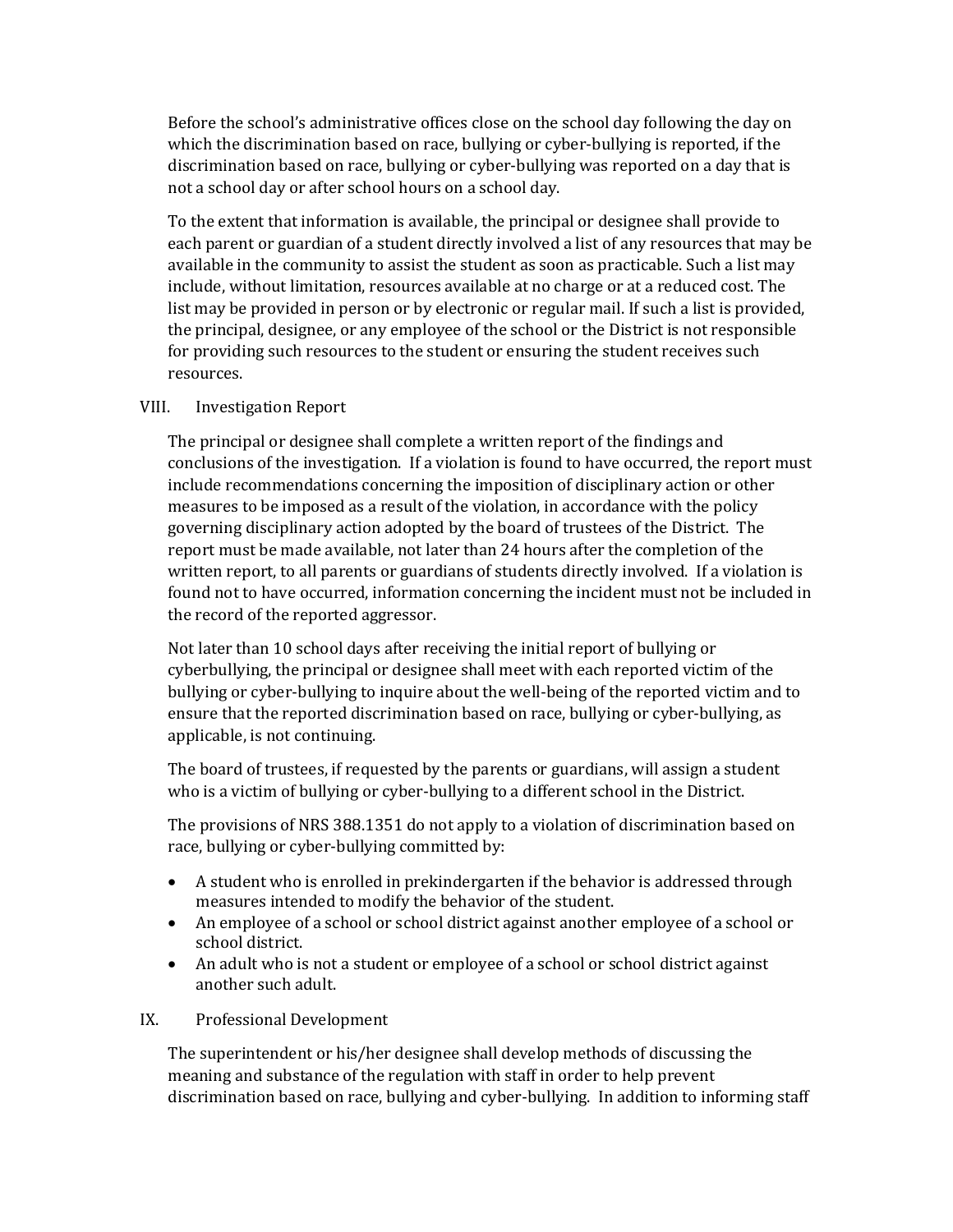Before the school's administrative offices close on the school day following the day on which the discrimination based on race, bullying or cyber-bullying is reported, if the discrimination based on race, bullying or cyber-bullying was reported on a day that is not a school day or after school hours on a school day.

To the extent that information is available, the principal or designee shall provide to each parent or guardian of a student directly involved a list of any resources that may be available in the community to assist the student as soon as practicable. Such a list may include, without limitation, resources available at no charge or at a reduced cost. The list may be provided in person or by electronic or regular mail. If such a list is provided, the principal, designee, or any employee of the school or the District is not responsible for providing such resources to the student or ensuring the student receives such resources.

## VIII. Investigation Report

The principal or designee shall complete a written report of the findings and conclusions of the investigation. If a violation is found to have occurred, the report must include recommendations concerning the imposition of disciplinary action or other measures to be imposed as a result of the violation, in accordance with the policy governing disciplinary action adopted by the board of trustees of the District. The report must be made available, not later than 24 hours after the completion of the written report, to all parents or guardians of students directly involved. If a violation is found not to have occurred, information concerning the incident must not be included in the record of the reported aggressor.

Not later than 10 school days after receiving the initial report of bullying or cyberbullying, the principal or designee shall meet with each reported victim of the bullying or cyber-bullying to inquire about the well-being of the reported victim and to ensure that the reported discrimination based on race, bullying or cyber-bullying, as applicable, is not continuing.

The board of trustees, if requested by the parents or guardians, will assign a student who is a victim of bullying or cyber-bullying to a different school in the District.

The provisions of NRS 388.1351 do not apply to a violation of discrimination based on race, bullying or cyber-bullying committed by:

- A student who is enrolled in prekindergarten if the behavior is addressed through measures intended to modify the behavior of the student.
- An employee of a school or school district against another employee of a school or school district.
- An adult who is not a student or employee of a school or school district against another such adult.

## IX. Professional Development

The superintendent or his/her designee shall develop methods of discussing the meaning and substance of the regulation with staff in order to help prevent discrimination based on race, bullying and cyber-bullying. In addition to informing staff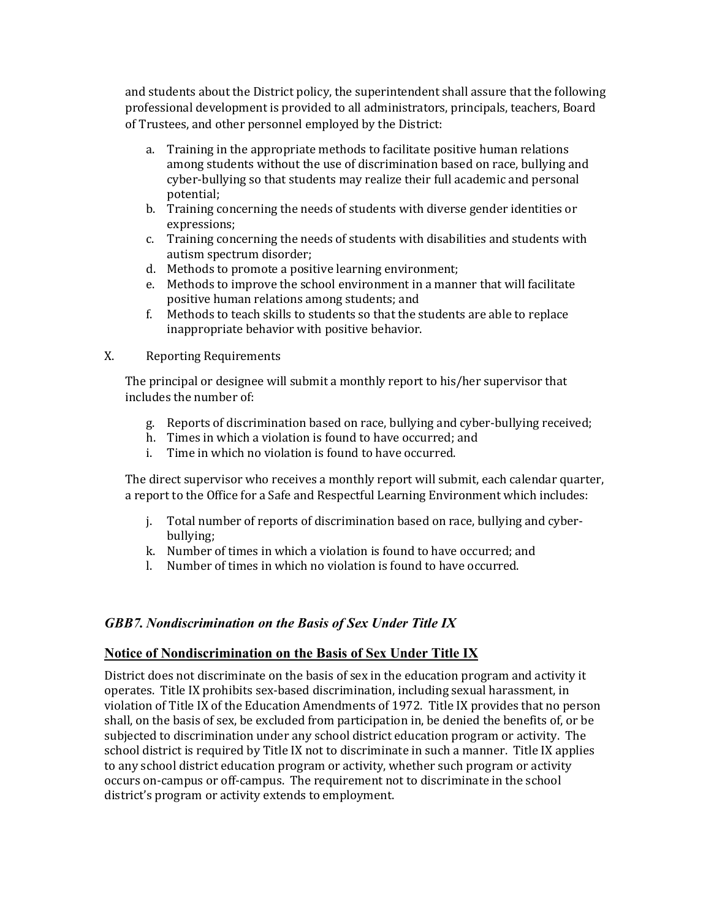and students about the District policy, the superintendent shall assure that the following professional development is provided to all administrators, principals, teachers, Board of Trustees, and other personnel employed by the District:

a. Training in the appropriate methods to facilitate positive human relations among students without the use of discrimination based on race, bullying and cyber-bullying so that students may realize their full academic and personal potential;
b. Training concerning the needs of students with diverse gender identities or expressions;
c. Training concerning the needs of students with disabilities and students with autism spectrum disorder;
d. Methods to promote a positive learning environment;
e. Methods to improve the school environment in a manner that will facilitate positive human relations among students; and
f. Methods to teach skills to students so that the students are able to replace inappropriate behavior with positive behavior.

X. Reporting Requirements

The principal or designee will submit a monthly report to his/her supervisor that includes the number of:

g. Reports of discrimination based on race, bullying and cyber-bullying received;
h. Times in which a violation is found to have occurred; and
i. Time in which no violation is found to have occurred.

The direct supervisor who receives a monthly report will submit, each calendar quarter, a report to the Office for a Safe and Respectful Learning Environment which includes:

j. Total number of reports of discrimination based on race, bullying and cyber-bullying;
k. Number of times in which a violation is found to have occurred; and
l. Number of times in which no violation is found to have occurred.

## *GBB7. Nondiscrimination on the Basis of Sex Under Title IX*

### **Notice of Nondiscrimination on the Basis of Sex Under Title IX**

District does not discriminate on the basis of sex in the education program and activity it operates. Title IX prohibits sex-based discrimination, including sexual harassment, in violation of Title IX of the Education Amendments of 1972. Title IX provides that no person shall, on the basis of sex, be excluded from participation in, be denied the benefits of, or be subjected to discrimination under any school district education program or activity. The school district is required by Title IX not to discriminate in such a manner. Title IX applies to any school district education program or activity, whether such program or activity occurs on-campus or off-campus. The requirement not to discriminate in the school district's program or activity extends to employment.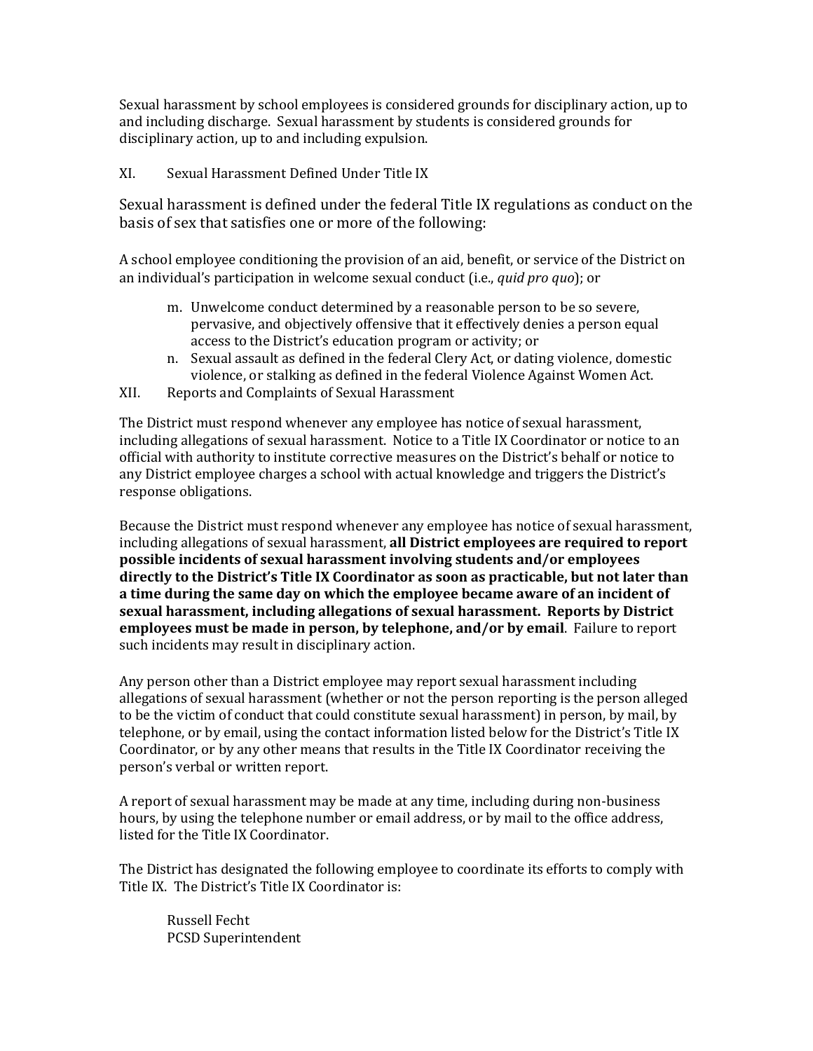Sexual harassment by school employees is considered grounds for disciplinary action, up to and including discharge. Sexual harassment by students is considered grounds for disciplinary action, up to and including expulsion.

## XI. Sexual Harassment Defined Under Title IX

Sexual harassment is defined under the federal Title IX regulations as conduct on the basis of sex that satisfies one or more of the following:

A school employee conditioning the provision of an aid, benefit, or service of the District on an individual's participation in welcome sexual conduct (i.e., *quid pro quo*); or

m. Unwelcome conduct determined by a reasonable person to be so severe, pervasive, and objectively offensive that it effectively denies a person equal access to the District's education program or activity; or
n. Sexual assault as defined in the federal Clery Act, or dating violence, domestic violence, or stalking as defined in the federal Violence Against Women Act.

## XII. Reports and Complaints of Sexual Harassment

The District must respond whenever any employee has notice of sexual harassment, including allegations of sexual harassment. Notice to a Title IX Coordinator or notice to an official with authority to institute corrective measures on the District's behalf or notice to any District employee charges a school with actual knowledge and triggers the District's response obligations.

Because the District must respond whenever any employee has notice of sexual harassment, including allegations of sexual harassment, **all District employees are required to report possible incidents of sexual harassment involving students and/or employees directly to the District's Title IX Coordinator as soon as practicable, but not later than a time during the same day on which the employee became aware of an incident of sexual harassment, including allegations of sexual harassment. Reports by District employees must be made in person, by telephone, and/or by email**. Failure to report such incidents may result in disciplinary action.

Any person other than a District employee may report sexual harassment including allegations of sexual harassment (whether or not the person reporting is the person alleged to be the victim of conduct that could constitute sexual harassment) in person, by mail, by telephone, or by email, using the contact information listed below for the District's Title IX Coordinator, or by any other means that results in the Title IX Coordinator receiving the person's verbal or written report.

A report of sexual harassment may be made at any time, including during non-business hours, by using the telephone number or email address, or by mail to the office address, listed for the Title IX Coordinator.

The District has designated the following employee to coordinate its efforts to comply with Title IX. The District's Title IX Coordinator is:

Russell Fecht
PCSD Superintendent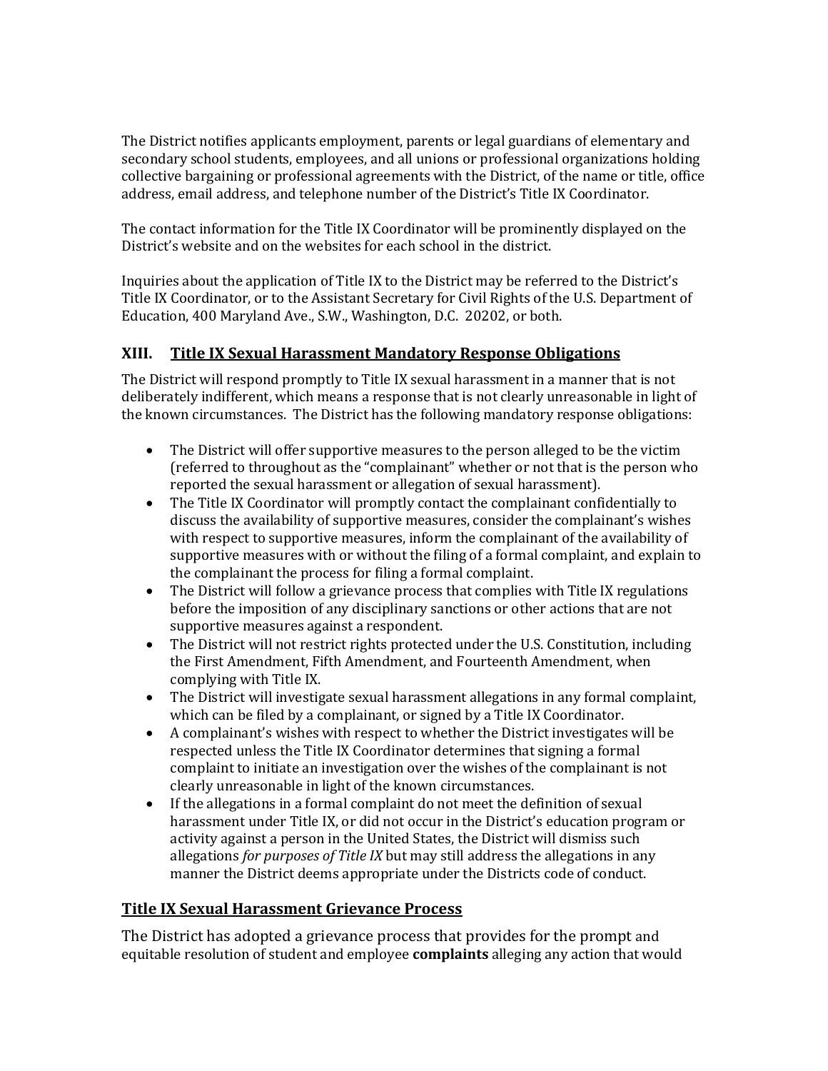The District notifies applicants employment, parents or legal guardians of elementary and secondary school students, employees, and all unions or professional organizations holding collective bargaining or professional agreements with the District, of the name or title, office address, email address, and telephone number of the District's Title IX Coordinator.

The contact information for the Title IX Coordinator will be prominently displayed on the District's website and on the websites for each school in the district.

Inquiries about the application of Title IX to the District may be referred to the District's Title IX Coordinator, or to the Assistant Secretary for Civil Rights of the U.S. Department of Education, 400 Maryland Ave., S.W., Washington, D.C. 20202, or both.

## XIII. Title IX Sexual Harassment Mandatory Response Obligations

The District will respond promptly to Title IX sexual harassment in a manner that is not deliberately indifferent, which means a response that is not clearly unreasonable in light of the known circumstances. The District has the following mandatory response obligations:

- The District will offer supportive measures to the person alleged to be the victim (referred to throughout as the "complainant" whether or not that is the person who reported the sexual harassment or allegation of sexual harassment).
- The Title IX Coordinator will promptly contact the complainant confidentially to discuss the availability of supportive measures, consider the complainant's wishes with respect to supportive measures, inform the complainant of the availability of supportive measures with or without the filing of a formal complaint, and explain to the complainant the process for filing a formal complaint.
- The District will follow a grievance process that complies with Title IX regulations before the imposition of any disciplinary sanctions or other actions that are not supportive measures against a respondent.
- The District will not restrict rights protected under the U.S. Constitution, including the First Amendment, Fifth Amendment, and Fourteenth Amendment, when complying with Title IX.
- The District will investigate sexual harassment allegations in any formal complaint, which can be filed by a complainant, or signed by a Title IX Coordinator.
- A complainant's wishes with respect to whether the District investigates will be respected unless the Title IX Coordinator determines that signing a formal complaint to initiate an investigation over the wishes of the complainant is not clearly unreasonable in light of the known circumstances.
- If the allegations in a formal complaint do not meet the definition of sexual harassment under Title IX, or did not occur in the District's education program or activity against a person in the United States, the District will dismiss such allegations *for purposes of Title IX* but may still address the allegations in any manner the District deems appropriate under the Districts code of conduct.

## Title IX Sexual Harassment Grievance Process

The District has adopted a grievance process that provides for the prompt and equitable resolution of student and employee **complaints** alleging any action that would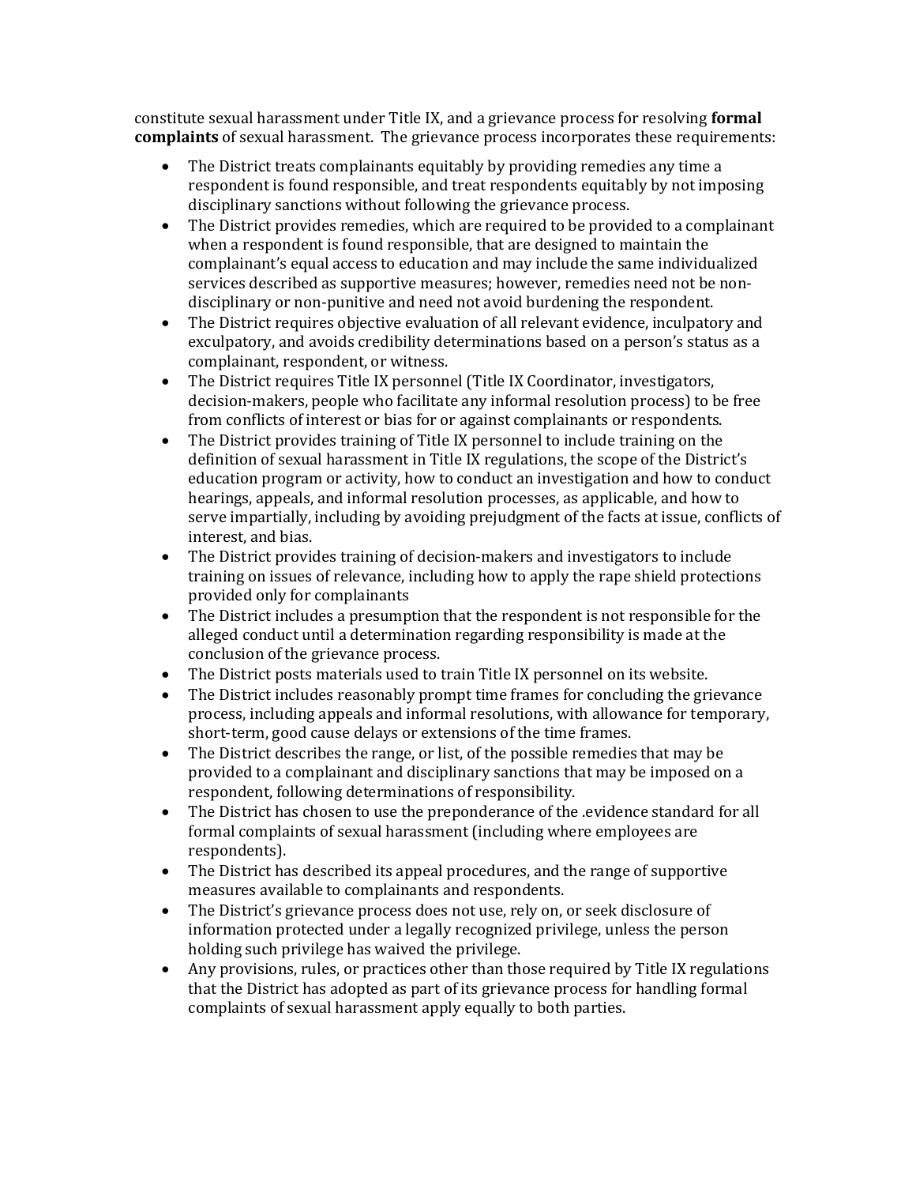constitute sexual harassment under Title IX, and a grievance process for resolving **formal complaints** of sexual harassment. The grievance process incorporates these requirements:

- The District treats complainants equitably by providing remedies any time a respondent is found responsible, and treat respondents equitably by not imposing disciplinary sanctions without following the grievance process.
- The District provides remedies, which are required to be provided to a complainant when a respondent is found responsible, that are designed to maintain the complainant's equal access to education and may include the same individualized services described as supportive measures; however, remedies need not be non-disciplinary or non-punitive and need not avoid burdening the respondent.
- The District requires objective evaluation of all relevant evidence, inculpatory and exculpatory, and avoids credibility determinations based on a person's status as a complainant, respondent, or witness.
- The District requires Title IX personnel (Title IX Coordinator, investigators, decision-makers, people who facilitate any informal resolution process) to be free from conflicts of interest or bias for or against complainants or respondents.
- The District provides training of Title IX personnel to include training on the definition of sexual harassment in Title IX regulations, the scope of the District's education program or activity, how to conduct an investigation and how to conduct hearings, appeals, and informal resolution processes, as applicable, and how to serve impartially, including by avoiding prejudgment of the facts at issue, conflicts of interest, and bias.
- The District provides training of decision-makers and investigators to include training on issues of relevance, including how to apply the rape shield protections provided only for complainants
- The District includes a presumption that the respondent is not responsible for the alleged conduct until a determination regarding responsibility is made at the conclusion of the grievance process.
- The District posts materials used to train Title IX personnel on its website.
- The District includes reasonably prompt time frames for concluding the grievance process, including appeals and informal resolutions, with allowance for temporary, short-term, good cause delays or extensions of the time frames.
- The District describes the range, or list, of the possible remedies that may be provided to a complainant and disciplinary sanctions that may be imposed on a respondent, following determinations of responsibility.
- The District has chosen to use the preponderance of the .evidence standard for all formal complaints of sexual harassment (including where employees are respondents).
- The District has described its appeal procedures, and the range of supportive measures available to complainants and respondents.
- The District's grievance process does not use, rely on, or seek disclosure of information protected under a legally recognized privilege, unless the person holding such privilege has waived the privilege.
- Any provisions, rules, or practices other than those required by Title IX regulations that the District has adopted as part of its grievance process for handling formal complaints of sexual harassment apply equally to both parties.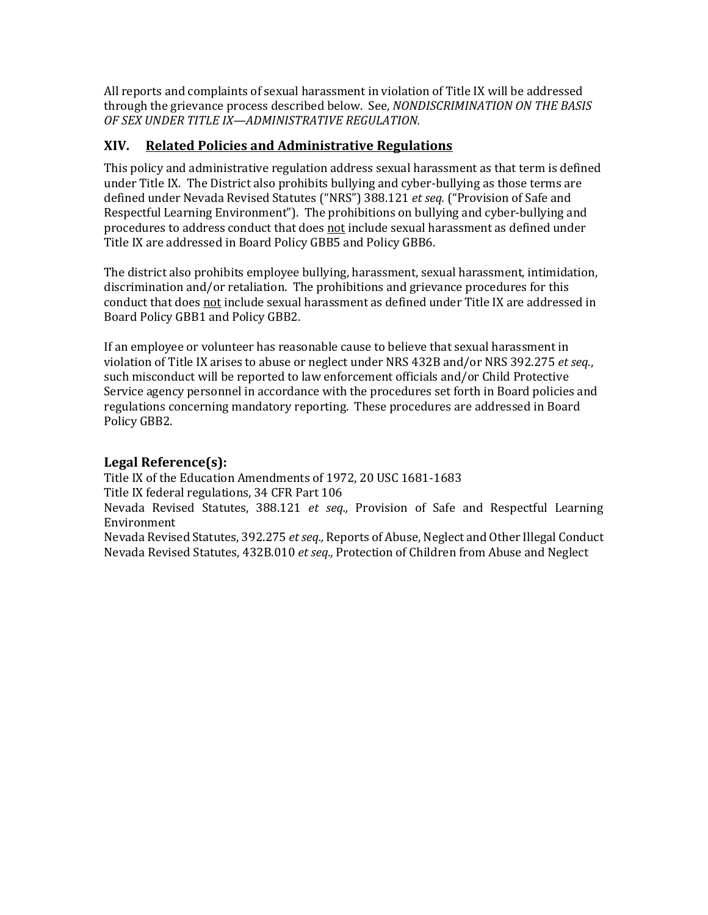All reports and complaints of sexual harassment in violation of Title IX will be addressed through the grievance process described below. See, *NONDISCRIMINATION ON THE BASIS OF SEX UNDER TITLE IX—ADMINISTRATIVE REGULATION.*

## XIV. Related Policies and Administrative Regulations

This policy and administrative regulation address sexual harassment as that term is defined under Title IX. The District also prohibits bullying and cyber-bullying as those terms are defined under Nevada Revised Statutes ("NRS") 388.121 *et seq.* ("Provision of Safe and Respectful Learning Environment"). The prohibitions on bullying and cyber-bullying and procedures to address conduct that does not include sexual harassment as defined under Title IX are addressed in Board Policy GBB5 and Policy GBB6.

The district also prohibits employee bullying, harassment, sexual harassment, intimidation, discrimination and/or retaliation. The prohibitions and grievance procedures for this conduct that does not include sexual harassment as defined under Title IX are addressed in Board Policy GBB1 and Policy GBB2.

If an employee or volunteer has reasonable cause to believe that sexual harassment in violation of Title IX arises to abuse or neglect under NRS 432B and/or NRS 392.275 *et seq.*, such misconduct will be reported to law enforcement officials and/or Child Protective Service agency personnel in accordance with the procedures set forth in Board policies and regulations concerning mandatory reporting. These procedures are addressed in Board Policy GBB2.

### Legal Reference(s):

Title IX of the Education Amendments of 1972, 20 USC 1681-1683
Title IX federal regulations, 34 CFR Part 106
Nevada Revised Statutes, 388.121 *et seq.,* Provision of Safe and Respectful Learning Environment
Nevada Revised Statutes, 392.275 *et seq.,* Reports of Abuse, Neglect and Other Illegal Conduct
Nevada Revised Statutes, 432B.010 *et seq.,* Protection of Children from Abuse and Neglect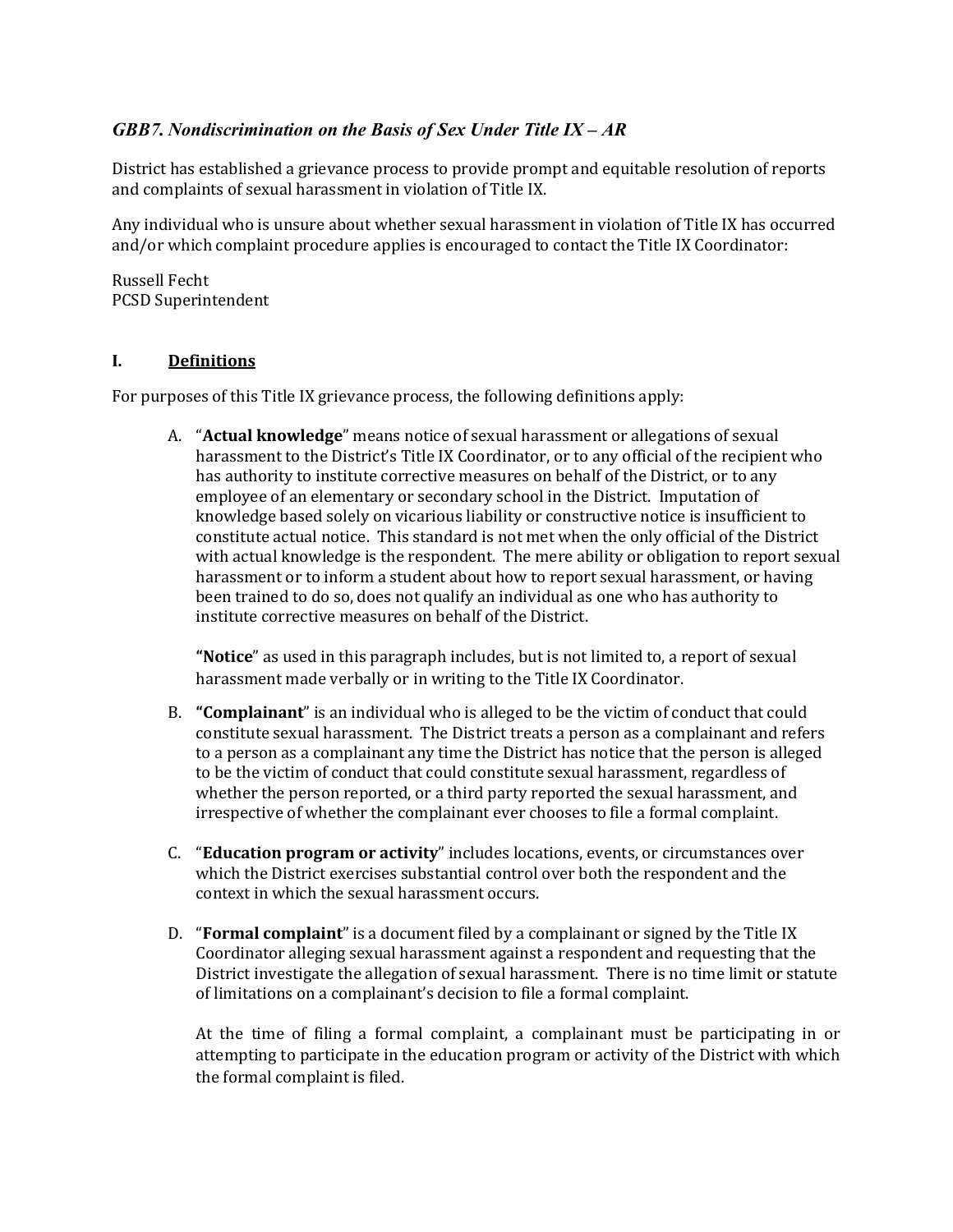## *GBB7. Nondiscrimination on the Basis of Sex Under Title IX – AR*

District has established a grievance process to provide prompt and equitable resolution of reports and complaints of sexual harassment in violation of Title IX.

Any individual who is unsure about whether sexual harassment in violation of Title IX has occurred and/or which complaint procedure applies is encouraged to contact the Title IX Coordinator:

Russell Fecht
PCSD Superintendent

### I. Definitions

For purposes of this Title IX grievance process, the following definitions apply:

A. "**Actual knowledge**" means notice of sexual harassment or allegations of sexual harassment to the District's Title IX Coordinator, or to any official of the recipient who has authority to institute corrective measures on behalf of the District, or to any employee of an elementary or secondary school in the District. Imputation of knowledge based solely on vicarious liability or constructive notice is insufficient to constitute actual notice. This standard is not met when the only official of the District with actual knowledge is the respondent. The mere ability or obligation to report sexual harassment or to inform a student about how to report sexual harassment, or having been trained to do so, does not qualify an individual as one who has authority to institute corrective measures on behalf of the District.

   "**Notice**" as used in this paragraph includes, but is not limited to, a report of sexual harassment made verbally or in writing to the Title IX Coordinator.

B. "**Complainant**" is an individual who is alleged to be the victim of conduct that could constitute sexual harassment. The District treats a person as a complainant and refers to a person as a complainant any time the District has notice that the person is alleged to be the victim of conduct that could constitute sexual harassment, regardless of whether the person reported, or a third party reported the sexual harassment, and irrespective of whether the complainant ever chooses to file a formal complaint.

C. "**Education program or activity**" includes locations, events, or circumstances over which the District exercises substantial control over both the respondent and the context in which the sexual harassment occurs.

D. "**Formal complaint**" is a document filed by a complainant or signed by the Title IX Coordinator alleging sexual harassment against a respondent and requesting that the District investigate the allegation of sexual harassment. There is no time limit or statute of limitations on a complainant's decision to file a formal complaint.

   At the time of filing a formal complaint, a complainant must be participating in or attempting to participate in the education program or activity of the District with which the formal complaint is filed.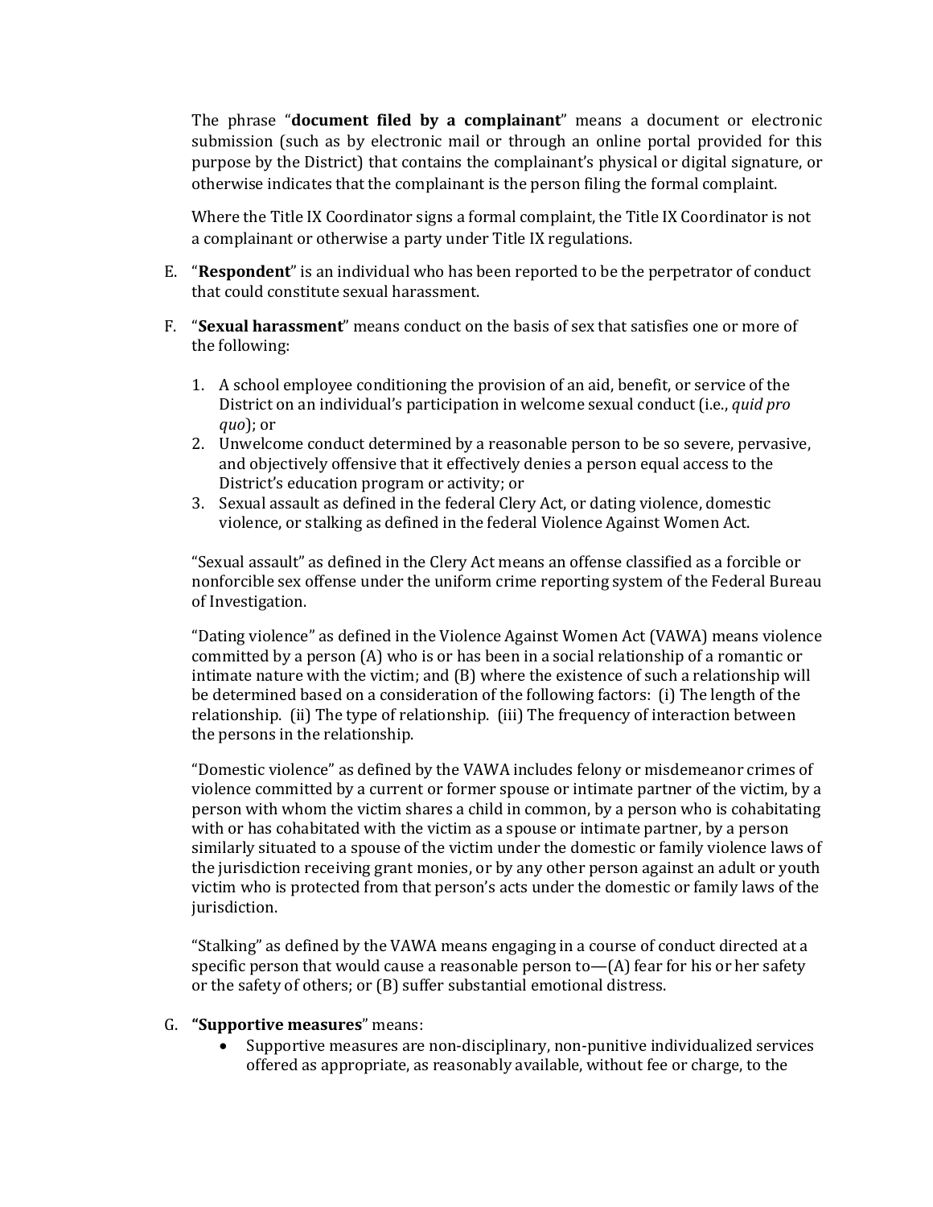The phrase "**document filed by a complainant**" means a document or electronic submission (such as by electronic mail or through an online portal provided for this purpose by the District) that contains the complainant's physical or digital signature, or otherwise indicates that the complainant is the person filing the formal complaint.

Where the Title IX Coordinator signs a formal complaint, the Title IX Coordinator is not a complainant or otherwise a party under Title IX regulations.

E. "**Respondent**" is an individual who has been reported to be the perpetrator of conduct that could constitute sexual harassment.

F. "**Sexual harassment**" means conduct on the basis of sex that satisfies one or more of the following:

   1. A school employee conditioning the provision of an aid, benefit, or service of the District on an individual's participation in welcome sexual conduct (i.e., *quid pro quo*); or
   2. Unwelcome conduct determined by a reasonable person to be so severe, pervasive, and objectively offensive that it effectively denies a person equal access to the District's education program or activity; or
   3. Sexual assault as defined in the federal Clery Act, or dating violence, domestic violence, or stalking as defined in the federal Violence Against Women Act.

   "Sexual assault" as defined in the Clery Act means an offense classified as a forcible or nonforcible sex offense under the uniform crime reporting system of the Federal Bureau of Investigation.

   "Dating violence" as defined in the Violence Against Women Act (VAWA) means violence committed by a person (A) who is or has been in a social relationship of a romantic or intimate nature with the victim; and (B) where the existence of such a relationship will be determined based on a consideration of the following factors: (i) The length of the relationship. (ii) The type of relationship. (iii) The frequency of interaction between the persons in the relationship.

   "Domestic violence" as defined by the VAWA includes felony or misdemeanor crimes of violence committed by a current or former spouse or intimate partner of the victim, by a person with whom the victim shares a child in common, by a person who is cohabitating with or has cohabitated with the victim as a spouse or intimate partner, by a person similarly situated to a spouse of the victim under the domestic or family violence laws of the jurisdiction receiving grant monies, or by any other person against an adult or youth victim who is protected from that person's acts under the domestic or family laws of the jurisdiction.

   "Stalking" as defined by the VAWA means engaging in a course of conduct directed at a specific person that would cause a reasonable person to—(A) fear for his or her safety or the safety of others; or (B) suffer substantial emotional distress.

G. **"Supportive measures"** means:
   - Supportive measures are non-disciplinary, non-punitive individualized services offered as appropriate, as reasonably available, without fee or charge, to the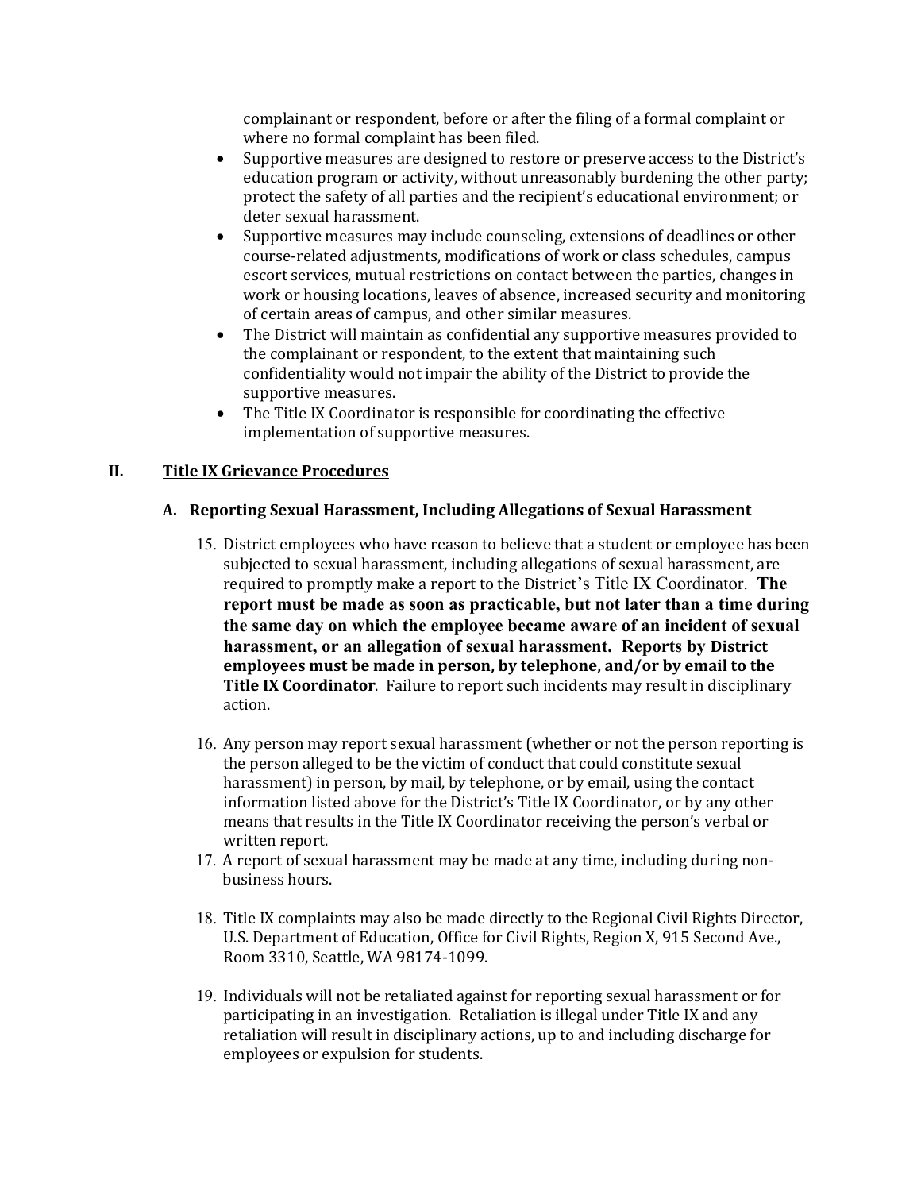complainant or respondent, before or after the filing of a formal complaint or where no formal complaint has been filed.

- Supportive measures are designed to restore or preserve access to the District's education program or activity, without unreasonably burdening the other party; protect the safety of all parties and the recipient's educational environment; or deter sexual harassment.
- Supportive measures may include counseling, extensions of deadlines or other course-related adjustments, modifications of work or class schedules, campus escort services, mutual restrictions on contact between the parties, changes in work or housing locations, leaves of absence, increased security and monitoring of certain areas of campus, and other similar measures.
- The District will maintain as confidential any supportive measures provided to the complainant or respondent, to the extent that maintaining such confidentiality would not impair the ability of the District to provide the supportive measures.
- The Title IX Coordinator is responsible for coordinating the effective implementation of supportive measures.

## II. Title IX Grievance Procedures

### A. Reporting Sexual Harassment, Including Allegations of Sexual Harassment

15. District employees who have reason to believe that a student or employee has been subjected to sexual harassment, including allegations of sexual harassment, are required to promptly make a report to the District's Title IX Coordinator. **The report must be made as soon as practicable, but not later than a time during the same day on which the employee became aware of an incident of sexual harassment, or an allegation of sexual harassment. Reports by District employees must be made in person, by telephone, and/or by email to the Title IX Coordinator**. Failure to report such incidents may result in disciplinary action.

16. Any person may report sexual harassment (whether or not the person reporting is the person alleged to be the victim of conduct that could constitute sexual harassment) in person, by mail, by telephone, or by email, using the contact information listed above for the District's Title IX Coordinator, or by any other means that results in the Title IX Coordinator receiving the person's verbal or written report.
17. A report of sexual harassment may be made at any time, including during non-business hours.

18. Title IX complaints may also be made directly to the Regional Civil Rights Director, U.S. Department of Education, Office for Civil Rights, Region X, 915 Second Ave., Room 3310, Seattle, WA 98174-1099.

19. Individuals will not be retaliated against for reporting sexual harassment or for participating in an investigation. Retaliation is illegal under Title IX and any retaliation will result in disciplinary actions, up to and including discharge for employees or expulsion for students.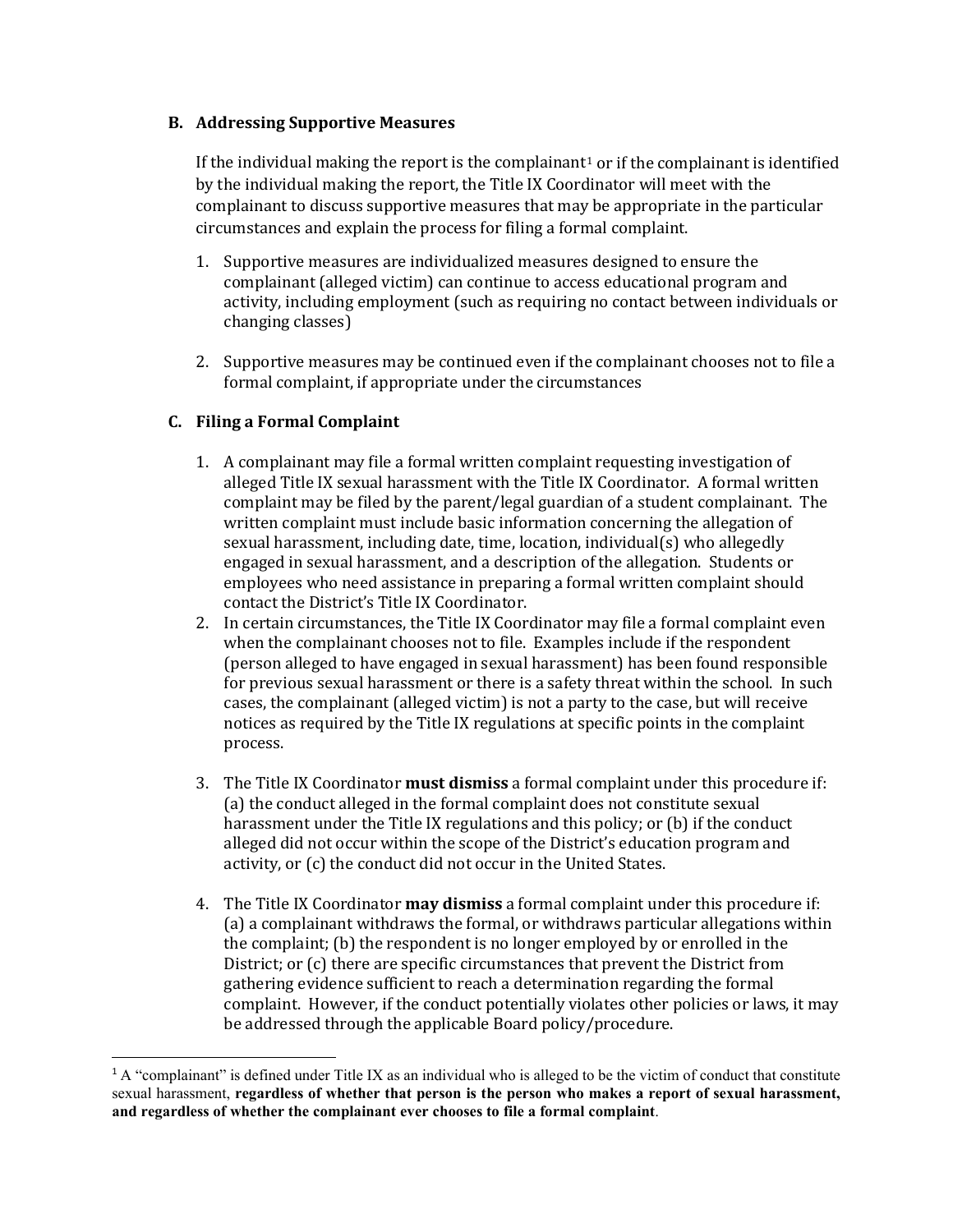### B. Addressing Supportive Measures

If the individual making the report is the complainant[1] or if the complainant is identified by the individual making the report, the Title IX Coordinator will meet with the complainant to discuss supportive measures that may be appropriate in the particular circumstances and explain the process for filing a formal complaint.

1. Supportive measures are individualized measures designed to ensure the complainant (alleged victim) can continue to access educational program and activity, including employment (such as requiring no contact between individuals or changing classes)

2. Supportive measures may be continued even if the complainant chooses not to file a formal complaint, if appropriate under the circumstances

### C. Filing a Formal Complaint

1. A complainant may file a formal written complaint requesting investigation of alleged Title IX sexual harassment with the Title IX Coordinator. A formal written complaint may be filed by the parent/legal guardian of a student complainant. The written complaint must include basic information concerning the allegation of sexual harassment, including date, time, location, individual(s) who allegedly engaged in sexual harassment, and a description of the allegation. Students or employees who need assistance in preparing a formal written complaint should contact the District's Title IX Coordinator.
2. In certain circumstances, the Title IX Coordinator may file a formal complaint even when the complainant chooses not to file. Examples include if the respondent (person alleged to have engaged in sexual harassment) has been found responsible for previous sexual harassment or there is a safety threat within the school. In such cases, the complainant (alleged victim) is not a party to the case, but will receive notices as required by the Title IX regulations at specific points in the complaint process.

3. The Title IX Coordinator **must dismiss** a formal complaint under this procedure if: (a) the conduct alleged in the formal complaint does not constitute sexual harassment under the Title IX regulations and this policy; or (b) if the conduct alleged did not occur within the scope of the District's education program and activity, or (c) the conduct did not occur in the United States.

4. The Title IX Coordinator **may dismiss** a formal complaint under this procedure if: (a) a complainant withdraws the formal, or withdraws particular allegations within the complaint; (b) the respondent is no longer employed by or enrolled in the District; or (c) there are specific circumstances that prevent the District from gathering evidence sufficient to reach a determination regarding the formal complaint. However, if the conduct potentially violates other policies or laws, it may be addressed through the applicable Board policy/procedure.

---

[1] A "complainant" is defined under Title IX as an individual who is alleged to be the victim of conduct that constitute sexual harassment, **regardless of whether that person is the person who makes a report of sexual harassment, and regardless of whether the complainant ever chooses to file a formal complaint**.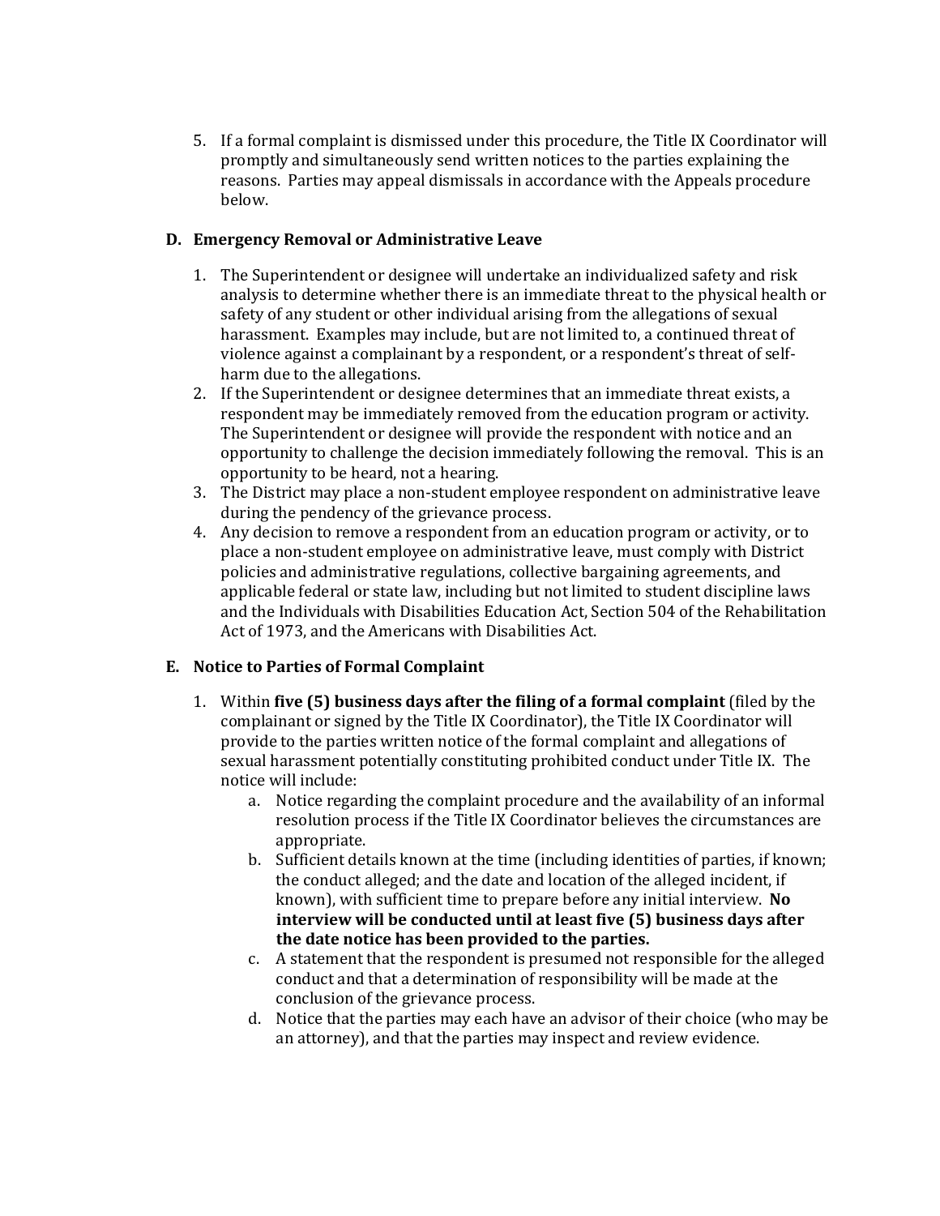5. If a formal complaint is dismissed under this procedure, the Title IX Coordinator will promptly and simultaneously send written notices to the parties explaining the reasons. Parties may appeal dismissals in accordance with the Appeals procedure below.

### D. Emergency Removal or Administrative Leave

1. The Superintendent or designee will undertake an individualized safety and risk analysis to determine whether there is an immediate threat to the physical health or safety of any student or other individual arising from the allegations of sexual harassment. Examples may include, but are not limited to, a continued threat of violence against a complainant by a respondent, or a respondent's threat of self-harm due to the allegations.
2. If the Superintendent or designee determines that an immediate threat exists, a respondent may be immediately removed from the education program or activity. The Superintendent or designee will provide the respondent with notice and an opportunity to challenge the decision immediately following the removal. This is an opportunity to be heard, not a hearing.
3. The District may place a non-student employee respondent on administrative leave during the pendency of the grievance process.
4. Any decision to remove a respondent from an education program or activity, or to place a non-student employee on administrative leave, must comply with District policies and administrative regulations, collective bargaining agreements, and applicable federal or state law, including but not limited to student discipline laws and the Individuals with Disabilities Education Act, Section 504 of the Rehabilitation Act of 1973, and the Americans with Disabilities Act.

### E. Notice to Parties of Formal Complaint

1. Within **five (5) business days after the filing of a formal complaint** (filed by the complainant or signed by the Title IX Coordinator), the Title IX Coordinator will provide to the parties written notice of the formal complaint and allegations of sexual harassment potentially constituting prohibited conduct under Title IX. The notice will include:
    a. Notice regarding the complaint procedure and the availability of an informal resolution process if the Title IX Coordinator believes the circumstances are appropriate.
    b. Sufficient details known at the time (including identities of parties, if known; the conduct alleged; and the date and location of the alleged incident, if known), with sufficient time to prepare before any initial interview. **No interview will be conducted until at least five (5) business days after the date notice has been provided to the parties.**
    c. A statement that the respondent is presumed not responsible for the alleged conduct and that a determination of responsibility will be made at the conclusion of the grievance process.
    d. Notice that the parties may each have an advisor of their choice (who may be an attorney), and that the parties may inspect and review evidence.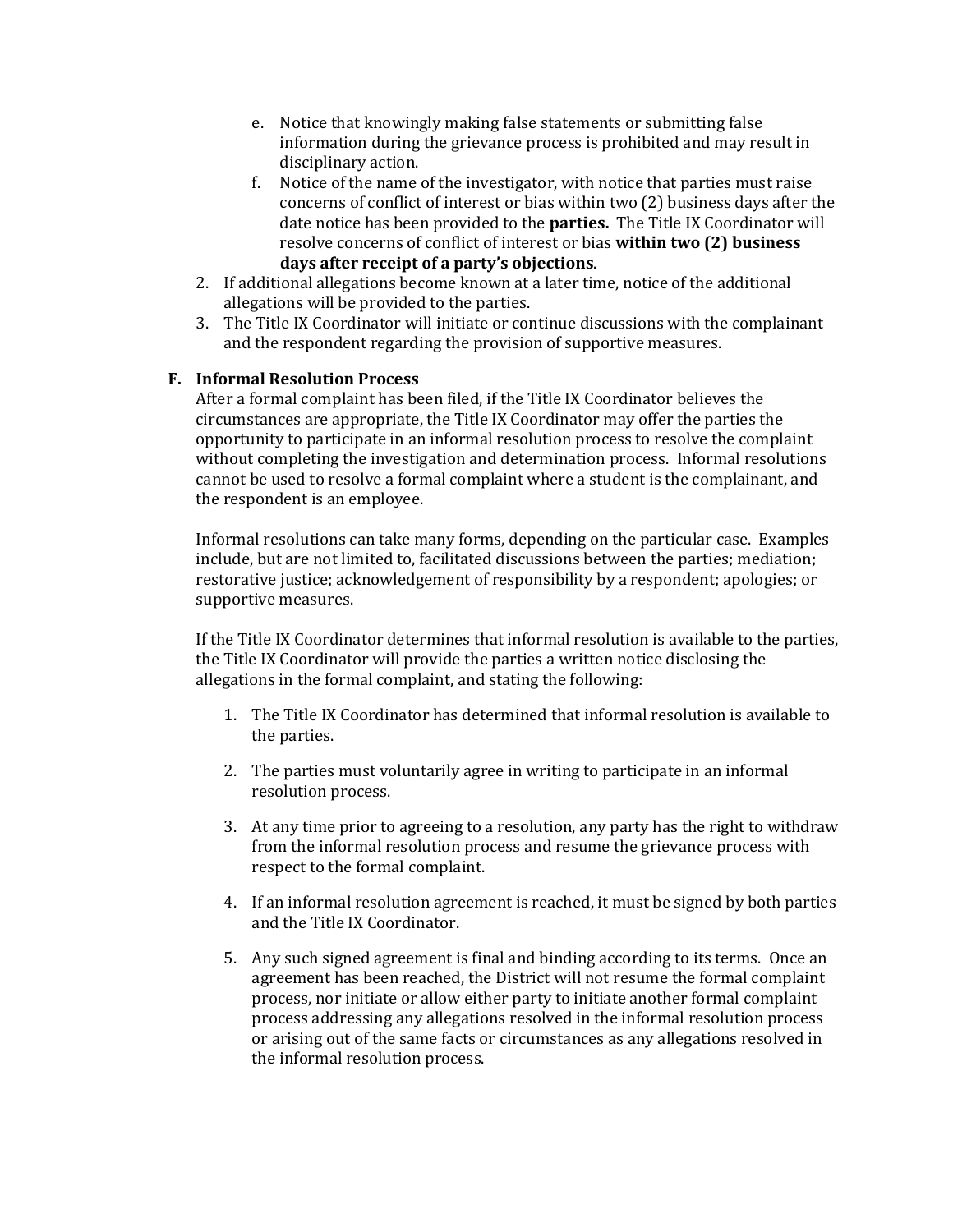e. Notice that knowingly making false statements or submitting false information during the grievance process is prohibited and may result in disciplinary action.
f. Notice of the name of the investigator, with notice that parties must raise concerns of conflict of interest or bias within two (2) business days after the date notice has been provided to the **parties.** The Title IX Coordinator will resolve concerns of conflict of interest or bias **within two (2) business days after receipt of a party's objections**.

2. If additional allegations become known at a later time, notice of the additional allegations will be provided to the parties.
3. The Title IX Coordinator will initiate or continue discussions with the complainant and the respondent regarding the provision of supportive measures.

**F. Informal Resolution Process**

After a formal complaint has been filed, if the Title IX Coordinator believes the circumstances are appropriate, the Title IX Coordinator may offer the parties the opportunity to participate in an informal resolution process to resolve the complaint without completing the investigation and determination process. Informal resolutions cannot be used to resolve a formal complaint where a student is the complainant, and the respondent is an employee.

Informal resolutions can take many forms, depending on the particular case. Examples include, but are not limited to, facilitated discussions between the parties; mediation; restorative justice; acknowledgement of responsibility by a respondent; apologies; or supportive measures.

If the Title IX Coordinator determines that informal resolution is available to the parties, the Title IX Coordinator will provide the parties a written notice disclosing the allegations in the formal complaint, and stating the following:

1. The Title IX Coordinator has determined that informal resolution is available to the parties.

2. The parties must voluntarily agree in writing to participate in an informal resolution process.

3. At any time prior to agreeing to a resolution, any party has the right to withdraw from the informal resolution process and resume the grievance process with respect to the formal complaint.

4. If an informal resolution agreement is reached, it must be signed by both parties and the Title IX Coordinator.

5. Any such signed agreement is final and binding according to its terms. Once an agreement has been reached, the District will not resume the formal complaint process, nor initiate or allow either party to initiate another formal complaint process addressing any allegations resolved in the informal resolution process or arising out of the same facts or circumstances as any allegations resolved in the informal resolution process.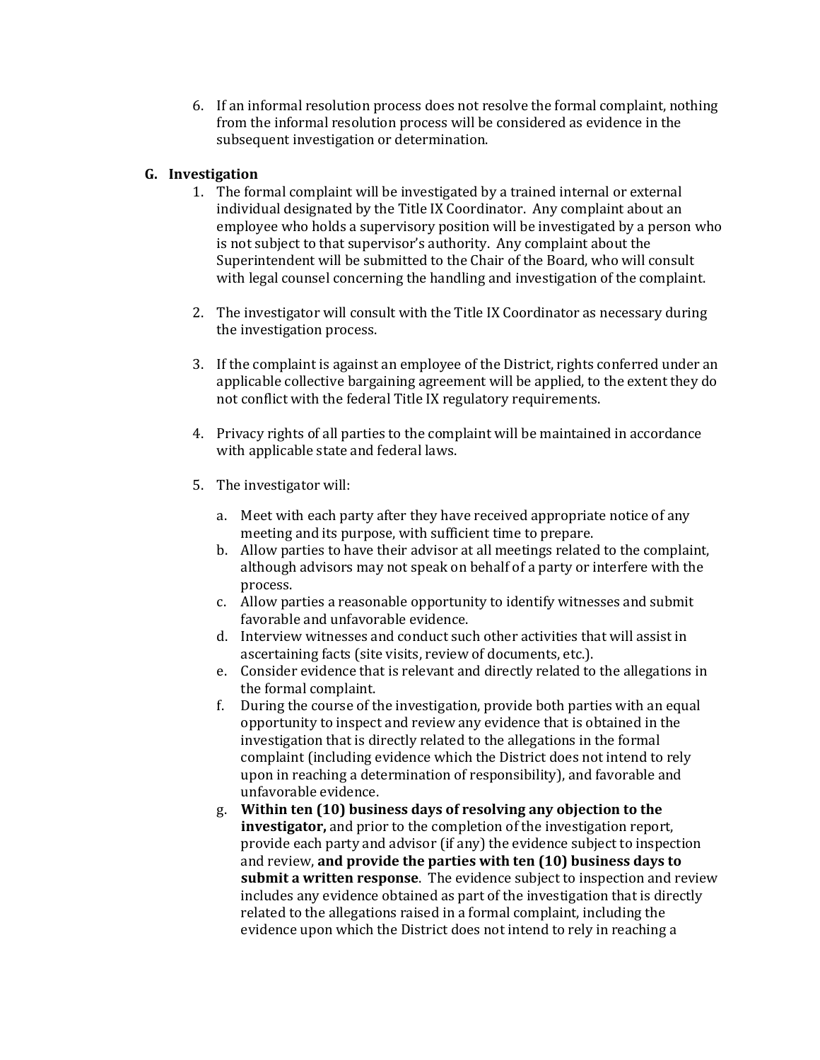6. If an informal resolution process does not resolve the formal complaint, nothing from the informal resolution process will be considered as evidence in the subsequent investigation or determination.

**G. Investigation**

1. The formal complaint will be investigated by a trained internal or external individual designated by the Title IX Coordinator. Any complaint about an employee who holds a supervisory position will be investigated by a person who is not subject to that supervisor's authority. Any complaint about the Superintendent will be submitted to the Chair of the Board, who will consult with legal counsel concerning the handling and investigation of the complaint.

2. The investigator will consult with the Title IX Coordinator as necessary during the investigation process.

3. If the complaint is against an employee of the District, rights conferred under an applicable collective bargaining agreement will be applied, to the extent they do not conflict with the federal Title IX regulatory requirements.

4. Privacy rights of all parties to the complaint will be maintained in accordance with applicable state and federal laws.

5. The investigator will:

   a. Meet with each party after they have received appropriate notice of any meeting and its purpose, with sufficient time to prepare.
   b. Allow parties to have their advisor at all meetings related to the complaint, although advisors may not speak on behalf of a party or interfere with the process.
   c. Allow parties a reasonable opportunity to identify witnesses and submit favorable and unfavorable evidence.
   d. Interview witnesses and conduct such other activities that will assist in ascertaining facts (site visits, review of documents, etc.).
   e. Consider evidence that is relevant and directly related to the allegations in the formal complaint.
   f. During the course of the investigation, provide both parties with an equal opportunity to inspect and review any evidence that is obtained in the investigation that is directly related to the allegations in the formal complaint (including evidence which the District does not intend to rely upon in reaching a determination of responsibility), and favorable and unfavorable evidence.
   g. **Within ten (10) business days of resolving any objection to the investigator,** and prior to the completion of the investigation report, provide each party and advisor (if any) the evidence subject to inspection and review, **and provide the parties with ten (10) business days to submit a written response**. The evidence subject to inspection and review includes any evidence obtained as part of the investigation that is directly related to the allegations raised in a formal complaint, including the evidence upon which the District does not intend to rely in reaching a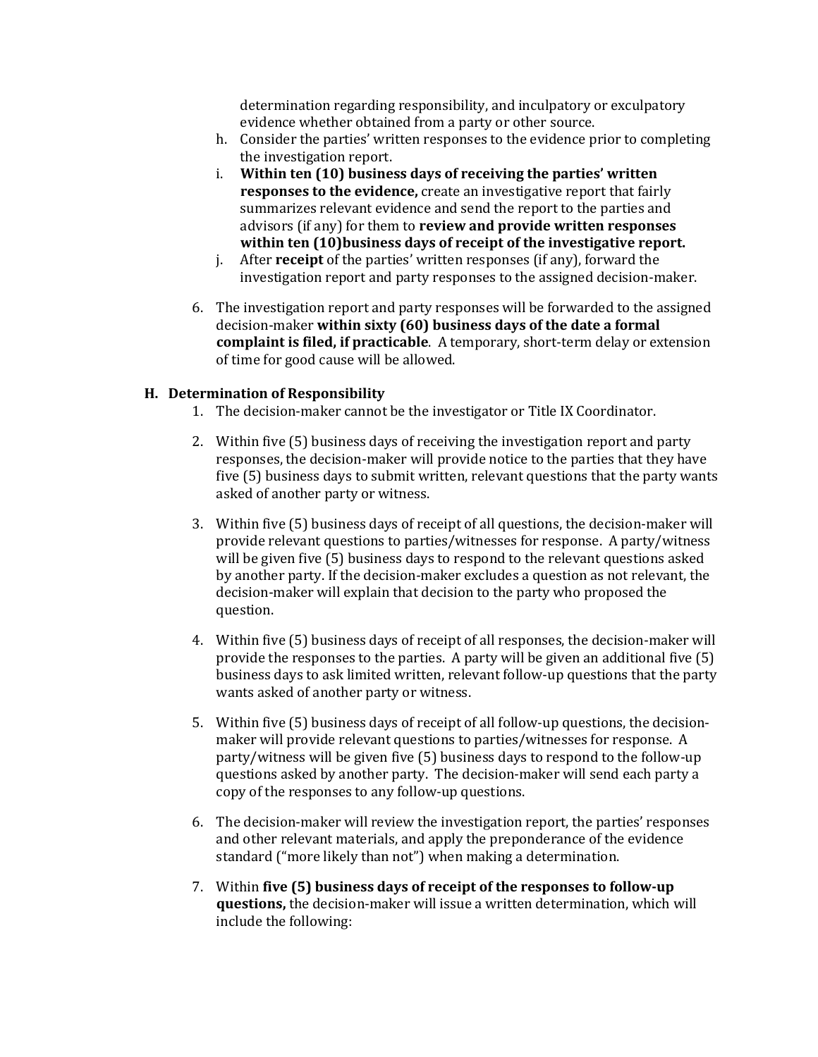determination regarding responsibility, and inculpatory or exculpatory evidence whether obtained from a party or other source.

h. Consider the parties' written responses to the evidence prior to completing the investigation report.
i. **Within ten (10) business days of receiving the parties' written responses to the evidence,** create an investigative report that fairly summarizes relevant evidence and send the report to the parties and advisors (if any) for them to **review and provide written responses within ten (10)business days of receipt of the investigative report.**
j. After **receipt** of the parties' written responses (if any), forward the investigation report and party responses to the assigned decision-maker.

6. The investigation report and party responses will be forwarded to the assigned decision-maker **within sixty (60) business days of the date a formal complaint is filed, if practicable**. A temporary, short-term delay or extension of time for good cause will be allowed.

### H. Determination of Responsibility

1. The decision-maker cannot be the investigator or Title IX Coordinator.

2. Within five (5) business days of receiving the investigation report and party responses, the decision-maker will provide notice to the parties that they have five (5) business days to submit written, relevant questions that the party wants asked of another party or witness.

3. Within five (5) business days of receipt of all questions, the decision-maker will provide relevant questions to parties/witnesses for response. A party/witness will be given five (5) business days to respond to the relevant questions asked by another party. If the decision-maker excludes a question as not relevant, the decision-maker will explain that decision to the party who proposed the question.

4. Within five (5) business days of receipt of all responses, the decision-maker will provide the responses to the parties. A party will be given an additional five (5) business days to ask limited written, relevant follow-up questions that the party wants asked of another party or witness.

5. Within five (5) business days of receipt of all follow-up questions, the decision-maker will provide relevant questions to parties/witnesses for response. A party/witness will be given five (5) business days to respond to the follow-up questions asked by another party. The decision-maker will send each party a copy of the responses to any follow-up questions.

6. The decision-maker will review the investigation report, the parties' responses and other relevant materials, and apply the preponderance of the evidence standard ("more likely than not") when making a determination.

7. Within **five (5) business days of receipt of the responses to follow-up questions,** the decision-maker will issue a written determination, which will include the following: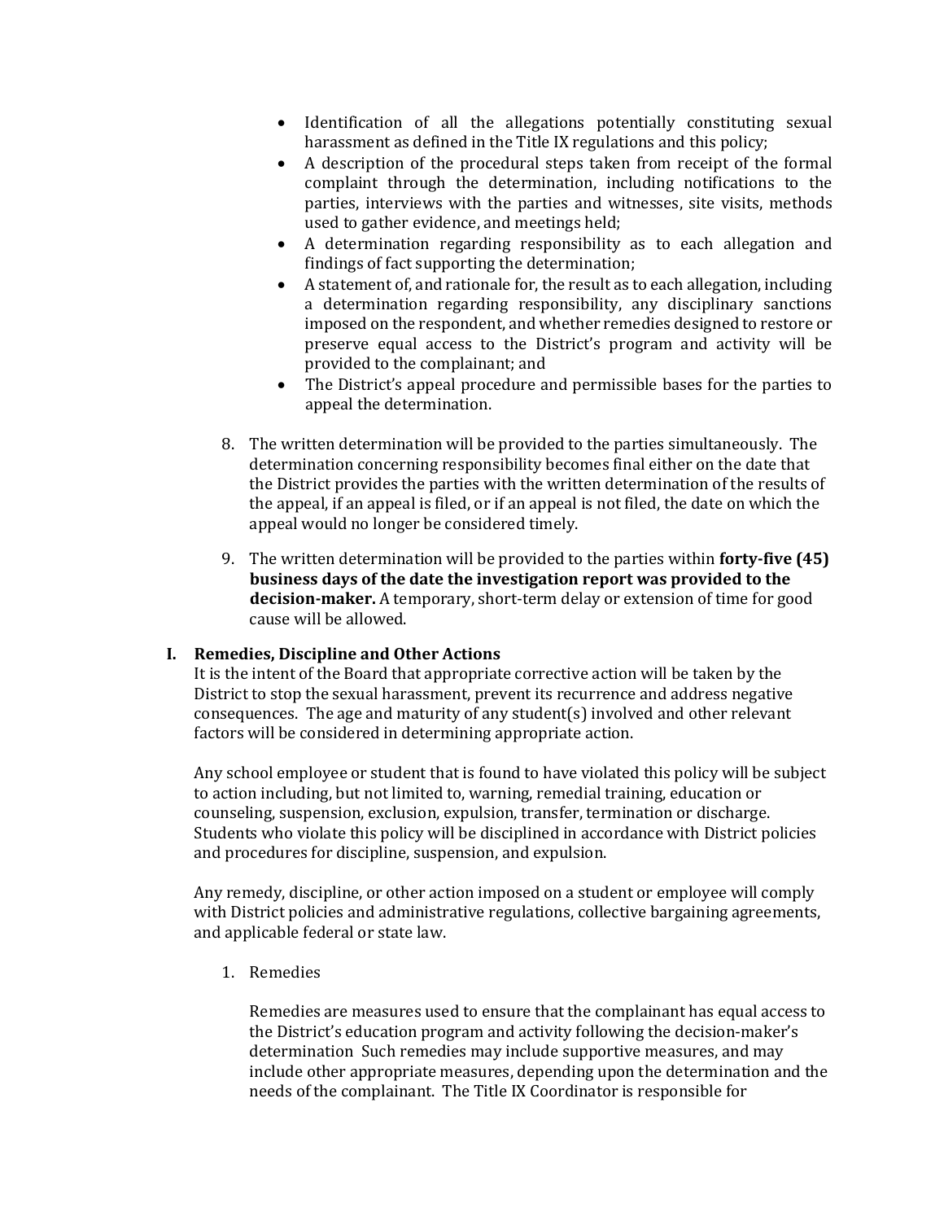- Identification of all the allegations potentially constituting sexual harassment as defined in the Title IX regulations and this policy;
- A description of the procedural steps taken from receipt of the formal complaint through the determination, including notifications to the parties, interviews with the parties and witnesses, site visits, methods used to gather evidence, and meetings held;
- A determination regarding responsibility as to each allegation and findings of fact supporting the determination;
- A statement of, and rationale for, the result as to each allegation, including a determination regarding responsibility, any disciplinary sanctions imposed on the respondent, and whether remedies designed to restore or preserve equal access to the District's program and activity will be provided to the complainant; and
- The District's appeal procedure and permissible bases for the parties to appeal the determination.

8. The written determination will be provided to the parties simultaneously. The determination concerning responsibility becomes final either on the date that the District provides the parties with the written determination of the results of the appeal, if an appeal is filed, or if an appeal is not filed, the date on which the appeal would no longer be considered timely.

9. The written determination will be provided to the parties within **forty-five (45) business days of the date the investigation report was provided to the decision-maker.** A temporary, short-term delay or extension of time for good cause will be allowed.

## I. Remedies, Discipline and Other Actions

It is the intent of the Board that appropriate corrective action will be taken by the District to stop the sexual harassment, prevent its recurrence and address negative consequences. The age and maturity of any student(s) involved and other relevant factors will be considered in determining appropriate action.

Any school employee or student that is found to have violated this policy will be subject to action including, but not limited to, warning, remedial training, education or counseling, suspension, exclusion, expulsion, transfer, termination or discharge. Students who violate this policy will be disciplined in accordance with District policies and procedures for discipline, suspension, and expulsion.

Any remedy, discipline, or other action imposed on a student or employee will comply with District policies and administrative regulations, collective bargaining agreements, and applicable federal or state law.

1. Remedies

   Remedies are measures used to ensure that the complainant has equal access to the District's education program and activity following the decision-maker's determination Such remedies may include supportive measures, and may include other appropriate measures, depending upon the determination and the needs of the complainant. The Title IX Coordinator is responsible for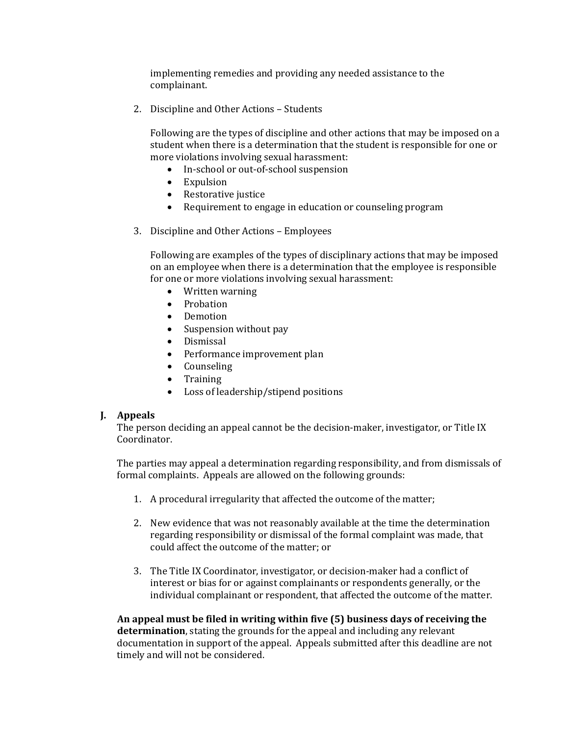implementing remedies and providing any needed assistance to the complainant.

2. Discipline and Other Actions – Students

   Following are the types of discipline and other actions that may be imposed on a student when there is a determination that the student is responsible for one or more violations involving sexual harassment:
   - In-school or out-of-school suspension
   - Expulsion
   - Restorative justice
   - Requirement to engage in education or counseling program

3. Discipline and Other Actions – Employees

   Following are examples of the types of disciplinary actions that may be imposed on an employee when there is a determination that the employee is responsible for one or more violations involving sexual harassment:
   - Written warning
   - Probation
   - Demotion
   - Suspension without pay
   - Dismissal
   - Performance improvement plan
   - Counseling
   - Training
   - Loss of leadership/stipend positions

## J. Appeals

The person deciding an appeal cannot be the decision-maker, investigator, or Title IX Coordinator.

The parties may appeal a determination regarding responsibility, and from dismissals of formal complaints. Appeals are allowed on the following grounds:

1. A procedural irregularity that affected the outcome of the matter;

2. New evidence that was not reasonably available at the time the determination regarding responsibility or dismissal of the formal complaint was made, that could affect the outcome of the matter; or

3. The Title IX Coordinator, investigator, or decision-maker had a conflict of interest or bias for or against complainants or respondents generally, or the individual complainant or respondent, that affected the outcome of the matter.

**An appeal must be filed in writing within five (5) business days of receiving the determination**, stating the grounds for the appeal and including any relevant documentation in support of the appeal. Appeals submitted after this deadline are not timely and will not be considered.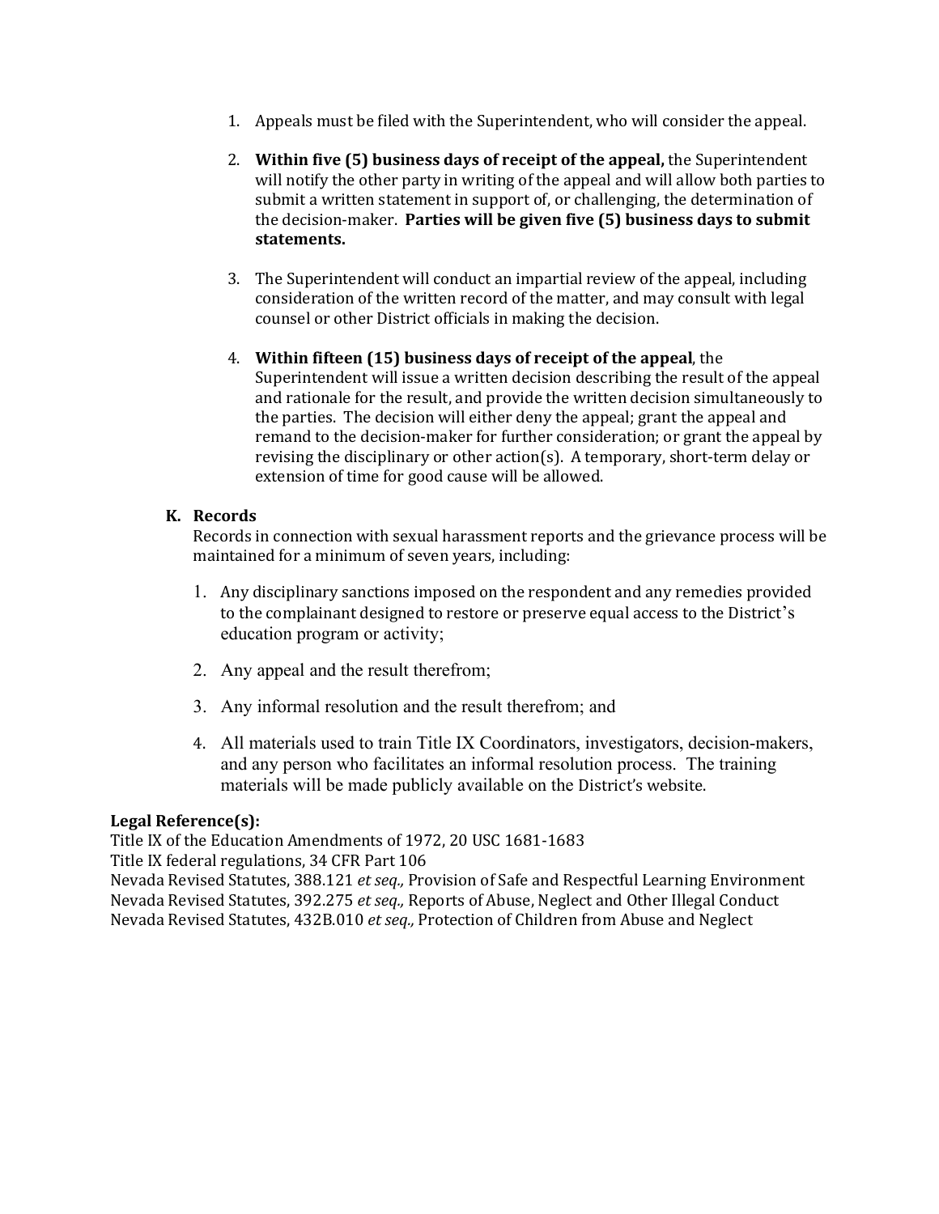1. Appeals must be filed with the Superintendent, who will consider the appeal.

2. **Within five (5) business days of receipt of the appeal,** the Superintendent will notify the other party in writing of the appeal and will allow both parties to submit a written statement in support of, or challenging, the determination of the decision-maker. **Parties will be given five (5) business days to submit statements.**

3. The Superintendent will conduct an impartial review of the appeal, including consideration of the written record of the matter, and may consult with legal counsel or other District officials in making the decision.

4. **Within fifteen (15) business days of receipt of the appeal**, the Superintendent will issue a written decision describing the result of the appeal and rationale for the result, and provide the written decision simultaneously to the parties. The decision will either deny the appeal; grant the appeal and remand to the decision-maker for further consideration; or grant the appeal by revising the disciplinary or other action(s). A temporary, short-term delay or extension of time for good cause will be allowed.

**K. Records**

Records in connection with sexual harassment reports and the grievance process will be maintained for a minimum of seven years, including:

1. Any disciplinary sanctions imposed on the respondent and any remedies provided to the complainant designed to restore or preserve equal access to the District's education program or activity;

2. Any appeal and the result therefrom;

3. Any informal resolution and the result therefrom; and

4. All materials used to train Title IX Coordinators, investigators, decision-makers, and any person who facilitates an informal resolution process. The training materials will be made publicly available on the District's website.

**Legal Reference(s):**

Title IX of the Education Amendments of 1972, 20 USC 1681-1683
Title IX federal regulations, 34 CFR Part 106
Nevada Revised Statutes, 388.121 *et seq.,* Provision of Safe and Respectful Learning Environment
Nevada Revised Statutes, 392.275 *et seq.,* Reports of Abuse, Neglect and Other Illegal Conduct
Nevada Revised Statutes, 432B.010 *et seq.,* Protection of Children from Abuse and Neglect